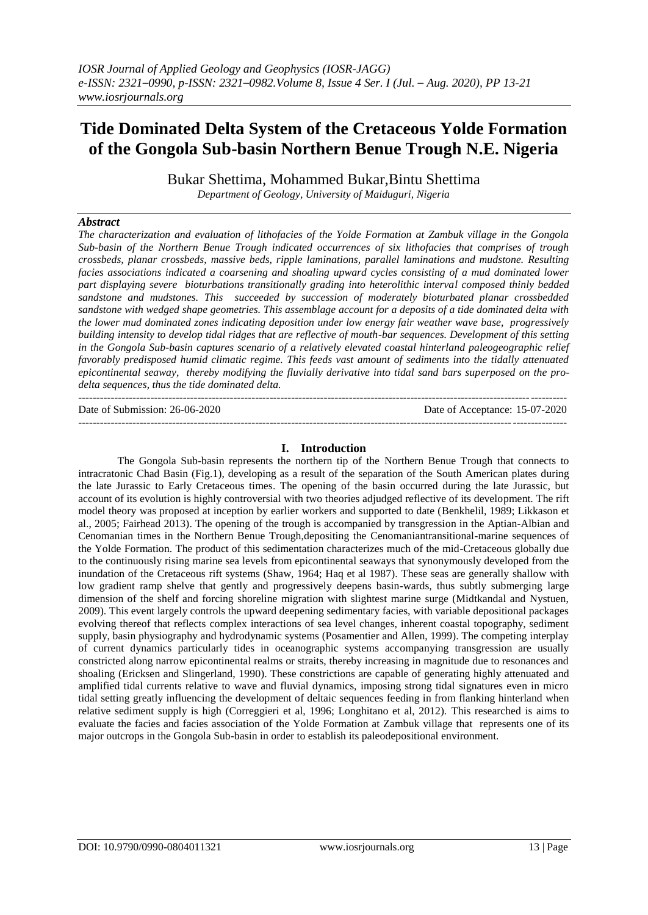# Tide Dominated Delta System of the Cretaceous Yolde Formation of the Gongola Sub-basin Northern Benue Trough N.E. Nigeria

Bukar Shettima, Mohammed Bukar,Bintu Shettima

*Department of Geology, University of Maiduguri, Nigeria*

## *Abstract*

*The characterization and evaluation of lithofacies of the Yolde Formation at Zambuk village in the Gongola Sub-basin of the Northern Benue Trough indicated occurrences of six lithofacies that comprises of trough crossbeds, planar crossbeds, massive beds, ripple laminations, parallel laminations and mudstone. Resulting facies associations indicated a coarsening and shoaling upward cycles consisting of a mud dominated lower part displaying severe bioturbations transitionally grading into heterolithic interval composed thinly bedded sandstone and mudstones. This succeeded by succession of moderately bioturbated planar crossbedded sandstone with wedged shape geometries. This assemblage account for a deposits of a tide dominated delta with the lower mud dominated zones indicating deposition under low energy fair weather wave base, progressively building intensity to develop tidal ridges that are reflective of mouth-bar sequences. Development of this setting in the Gongola Sub-basin captures scenario of a relatively elevated coastal hinterland paleogeographic relief favorably predisposed humid climatic regime. This feeds vast amount of sediments into the tidally attenuated epicontinental seaway, thereby modifying the fluvially derivative into tidal sand bars superposed on the pro-delta sequences, thus the tide dominated delta.*

---

Date of Submission: 26-06-2020 Date of Acceptance: 15-07-2020

---

## I. Introduction

The Gongola Sub-basin represents the northern tip of the Northern Benue Trough that connects to intracratonic Chad Basin (Fig.1), developing as a result of the separation of the South American plates during the late Jurassic to Early Cretaceous times. The opening of the basin occurred during the late Jurassic, but account of its evolution is highly controversial with two theories adjudged reflective of its development. The rift model theory was proposed at inception by earlier workers and supported to date (Benkhelil, 1989; Likkason et al., 2005; Fairhead 2013). The opening of the trough is accompanied by transgression in the Aptian-Albian and Cenomanian times in the Northern Benue Trough,depositing the Cenomaniantransitional-marine sequences of the Yolde Formation. The product of this sedimentation characterizes much of the mid-Cretaceous globally due to the continuously rising marine sea levels from epicontinental seaways that synonymously developed from the inundation of the Cretaceous rift systems (Shaw, 1964; Haq et al 1987). These seas are generally shallow with low gradient ramp shelve that gently and progressively deepens basin-wards, thus subtly submerging large dimension of the shelf and forcing shoreline migration with slightest marine surge (Midtkandal and Nystuen, 2009). This event largely controls the upward deepening sedimentary facies, with variable depositional packages evolving thereof that reflects complex interactions of sea level changes, inherent coastal topography, sediment supply, basin physiography and hydrodynamic systems (Posamentier and Allen, 1999). The competing interplay of current dynamics particularly tides in oceanographic systems accompanying transgression are usually constricted along narrow epicontinental realms or straits, thereby increasing in magnitude due to resonances and shoaling (Ericksen and Slingerland, 1990). These constrictions are capable of generating highly attenuated and amplified tidal currents relative to wave and fluvial dynamics, imposing strong tidal signatures even in micro tidal setting greatly influencing the development of deltaic sequences feeding in from flanking hinterland when relative sediment supply is high (Correggieri et al, 1996; Longhitano et al, 2012). This researched is aims to evaluate the facies and facies association of the Yolde Formation at Zambuk village that represents one of its major outcrops in the Gongola Sub-basin in order to establish its paleodepositional environment.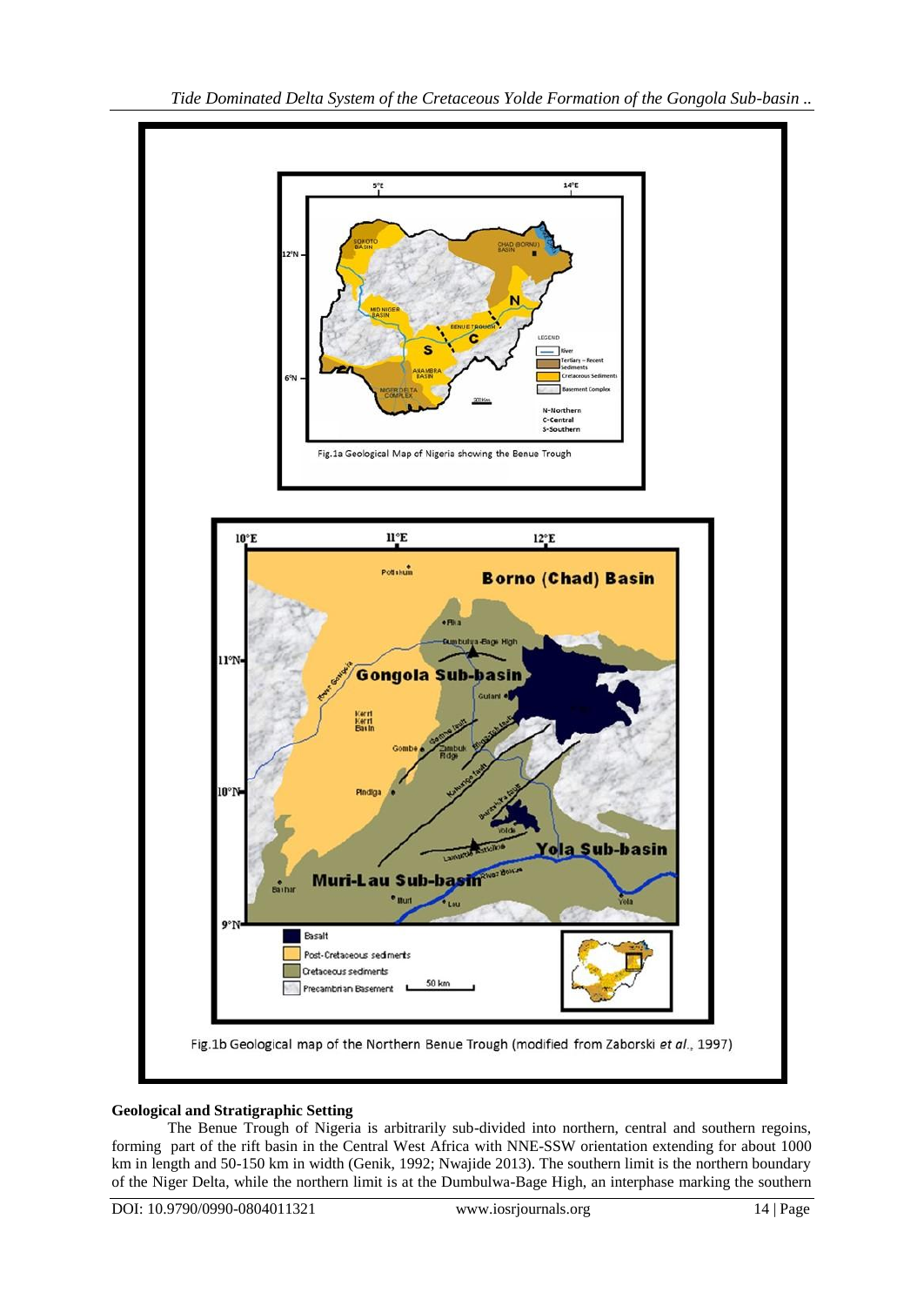Fig.1a Geological Map of Nigeria showing the Benue Trough

Fig.1b Geological map of the Northern Benue Trough (modified from Zaborski *et al.*, 1997)

## Geological and Stratigraphic Setting

The Benue Trough of Nigeria is arbitrarily sub-divided into northern, central and southern regoins, forming part of the rift basin in the Central West Africa with NNE-SSW orientation extending for about 1000 km in length and 50-150 km in width (Genik, 1992; Nwajide 2013). The southern limit is the northern boundary of the Niger Delta, while the northern limit is at the Dumbulwa-Bage High, an interphase marking the southern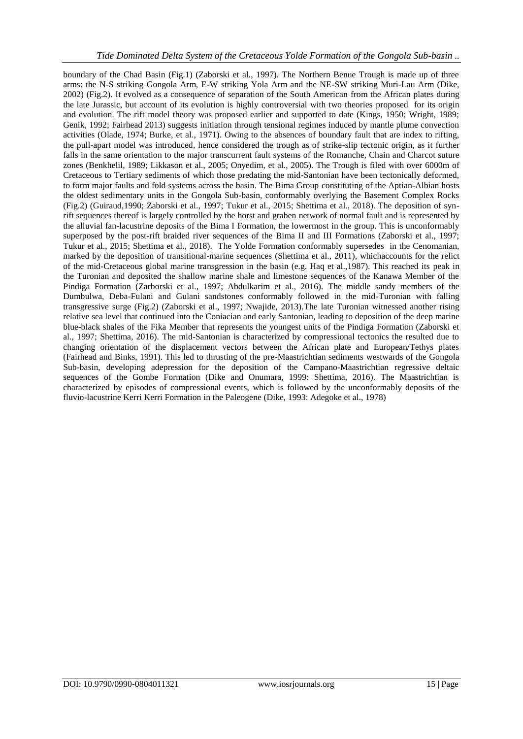boundary of the Chad Basin (Fig.1) (Zaborski et al., 1997). The Northern Benue Trough is made up of three arms: the N-S striking Gongola Arm, E-W striking Yola Arm and the NE-SW striking Muri-Lau Arm (Dike, 2002) (Fig.2). It evolved as a consequence of separation of the South American from the African plates during the late Jurassic, but account of its evolution is highly controversial with two theories proposed for its origin and evolution. The rift model theory was proposed earlier and supported to date (Kings, 1950; Wright, 1989; Genik, 1992; Fairhead 2013) suggests initiation through tensional regimes induced by mantle plume convection activities (Olade, 1974; Burke, et al., 1971). Owing to the absences of boundary fault that are index to rifting, the pull-apart model was introduced, hence considered the trough as of strike-slip tectonic origin, as it further falls in the same orientation to the major transcurrent fault systems of the Romanche, Chain and Charcot suture zones (Benkhelil, 1989; Likkason et al., 2005; Onyedim, et al., 2005). The Trough is filed with over 6000m of Cretaceous to Tertiary sediments of which those predating the mid-Santonian have been tectonically deformed, to form major faults and fold systems across the basin. The Bima Group constituting of the Aptian-Albian hosts the oldest sedimentary units in the Gongola Sub-basin, conformably overlying the Basement Complex Rocks (Fig.2) (Guiraud,1990; Zaborski et al., 1997; Tukur et al., 2015; Shettima et al., 2018). The deposition of syn-rift sequences thereof is largely controlled by the horst and graben network of normal fault and is represented by the alluvial fan-lacustrine deposits of the Bima I Formation, the lowermost in the group. This is unconformably superposed by the post-rift braided river sequences of the Bima II and III Formations (Zaborski et al., 1997; Tukur et al., 2015; Shettima et al., 2018). The Yolde Formation conformably supersedes in the Cenomanian, marked by the deposition of transitional-marine sequences (Shettima et al., 2011), whichaccounts for the relict of the mid-Cretaceous global marine transgression in the basin (e.g. Haq et al.,1987). This reached its peak in the Turonian and deposited the shallow marine shale and limestone sequences of the Kanawa Member of the Pindiga Formation (Zarborski et al., 1997; Abdulkarim et al., 2016). The middle sandy members of the Dumbulwa, Deba-Fulani and Gulani sandstones conformably followed in the mid-Turonian with falling transgressive surge (Fig.2) (Zaborski et al., 1997; Nwajide, 2013).The late Turonian witnessed another rising relative sea level that continued into the Coniacian and early Santonian, leading to deposition of the deep marine blue-black shales of the Fika Member that represents the youngest units of the Pindiga Formation (Zaborski et al., 1997; Shettima, 2016). The mid-Santonian is characterized by compressional tectonics the resulted due to changing orientation of the displacement vectors between the African plate and European/Tethys plates (Fairhead and Binks, 1991). This led to thrusting of the pre-Maastrichtian sediments westwards of the Gongola Sub-basin, developing adepression for the deposition of the Campano-Maastrichtian regressive deltaic sequences of the Gombe Formation (Dike and Onumara, 1999: Shettima, 2016). The Maastrichtian is characterized by episodes of compressional events, which is followed by the unconformably deposits of the fluvio-lacustrine Kerri Kerri Formation in the Paleogene (Dike, 1993: Adegoke et al., 1978)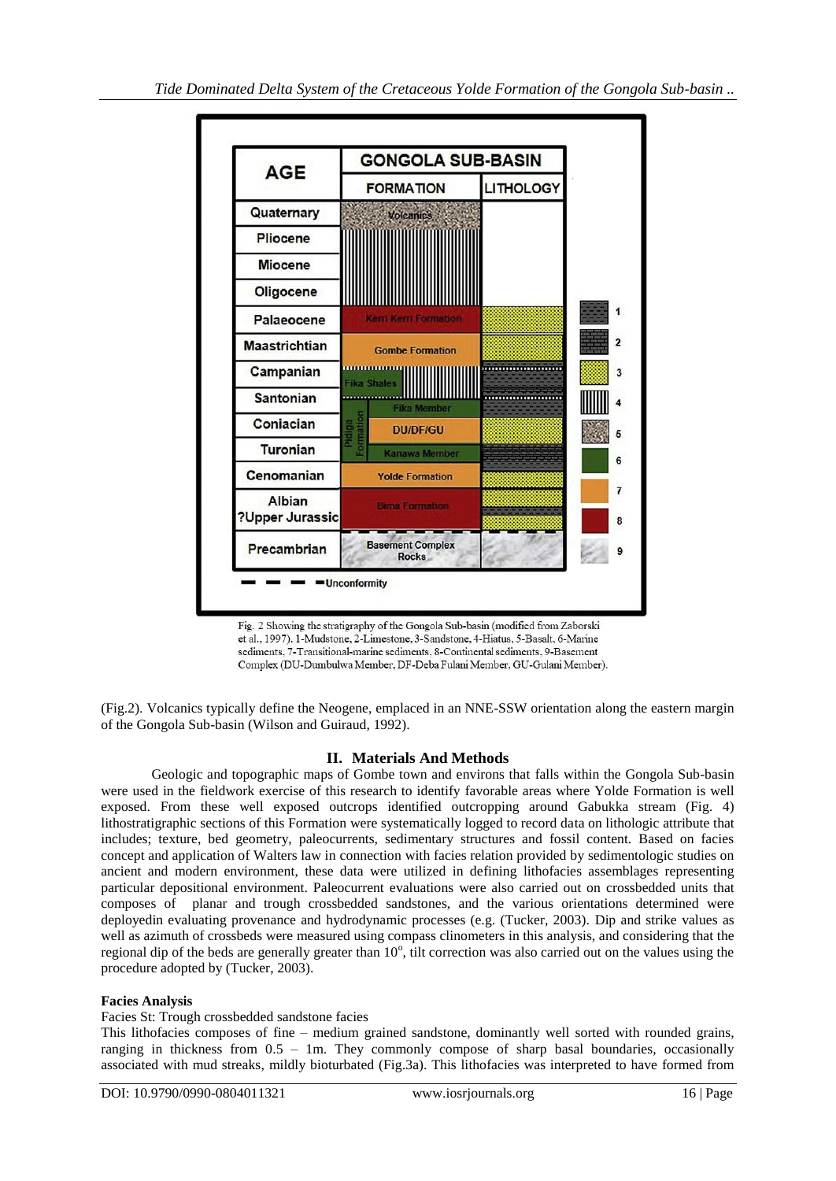Fig. 2 Showing the stratigraphy of the Gongola Sub-basin (modified from Zaborski et al., 1997). 1-Mudstone, 2-Limestone, 3-Sandstone, 4-Hiatus, 5-Basalt, 6-Marine sediments, 7-Transitional-marine sediments, 8-Continental sediments, 9-Basement Complex (DU-Dumbulwa Member, DF-Deba Fulani Member, GU-Gulani Member).

(Fig.2). Volcanics typically define the Neogene, emplaced in an NNE-SSW orientation along the eastern margin of the Gongola Sub-basin (Wilson and Guiraud, 1992).

## II. Materials And Methods

Geologic and topographic maps of Gombe town and environs that falls within the Gongola Sub-basin were used in the fieldwork exercise of this research to identify favorable areas where Yolde Formation is well exposed. From these well exposed outcrops identified outcropping around Gabukka stream (Fig. 4) lithostratigraphic sections of this Formation were systematically logged to record data on lithologic attribute that includes; texture, bed geometry, paleocurrents, sedimentary structures and fossil content. Based on facies concept and application of Walters law in connection with facies relation provided by sedimentologic studies on ancient and modern environment, these data were utilized in defining lithofacies assemblages representing particular depositional environment. Paleocurrent evaluations were also carried out on crossbedded units that composes of planar and trough crossbedded sandstones, and the various orientations determined were deployedin evaluating provenance and hydrodynamic processes (e.g. (Tucker, 2003). Dip and strike values as well as azimuth of crossbeds were measured using compass clinometers in this analysis, and considering that the regional dip of the beds are generally greater than $10^{o}$, tilt correction was also carried out on the values using the procedure adopted by (Tucker, 2003).

**Facies Analysis**

Facies St: Trough crossbedded sandstone facies

This lithofacies composes of fine – medium grained sandstone, dominantly well sorted with rounded grains, ranging in thickness from 0.5 – 1m. They commonly compose of sharp basal boundaries, occasionally associated with mud streaks, mildly bioturbated (Fig.3a). This lithofacies was interpreted to have formed from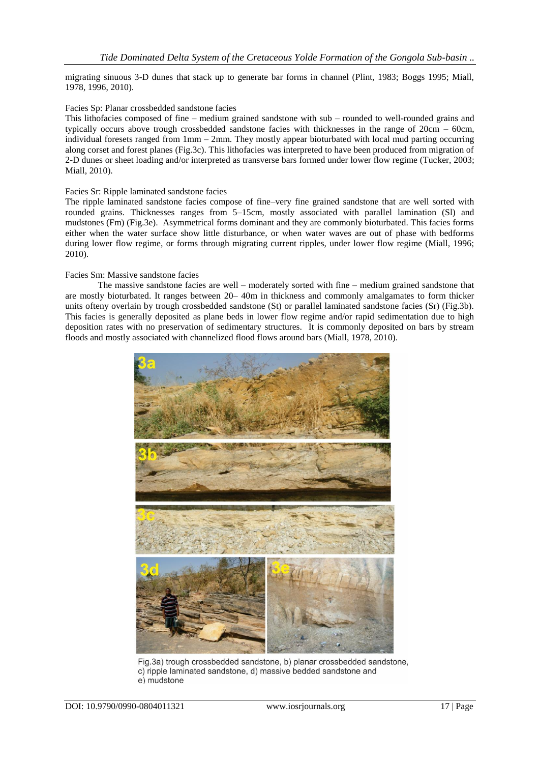migrating sinuous 3-D dunes that stack up to generate bar forms in channel (Plint, 1983; Boggs 1995; Miall, 1978, 1996, 2010).

Facies Sp: Planar crossbedded sandstone facies

This lithofacies composed of fine – medium grained sandstone with sub – rounded to well-rounded grains and typically occurs above trough crossbedded sandstone facies with thicknesses in the range of 20cm – 60cm, individual foresets ranged from 1mm – 2mm. They mostly appear bioturbated with local mud parting occurring along corset and forest planes (Fig.3c). This lithofacies was interpreted to have been produced from migration of 2-D dunes or sheet loading and/or interpreted as transverse bars formed under lower flow regime (Tucker, 2003; Miall, 2010).

Facies Sr: Ripple laminated sandstone facies

The ripple laminated sandstone facies compose of fine–very fine grained sandstone that are well sorted with rounded grains. Thicknesses ranges from 5–15cm, mostly associated with parallel lamination (Sl) and mudstones (Fm) (Fig.3e). Asymmetrical forms dominant and they are commonly bioturbated. This facies forms either when the water surface show little disturbance, or when water waves are out of phase with bedforms during lower flow regime, or forms through migrating current ripples, under lower flow regime (Miall, 1996; 2010).

Facies Sm: Massive sandstone facies

The massive sandstone facies are well – moderately sorted with fine – medium grained sandstone that are mostly bioturbated. It ranges between 20– 40m in thickness and commonly amalgamates to form thicker units ofteny overlain by trough crossbedded sandstone (St) or parallel laminated sandstone facies (Sr) (Fig.3b). This facies is generally deposited as plane beds in lower flow regime and/or rapid sedimentation due to high deposition rates with no preservation of sedimentary structures. It is commonly deposited on bars by stream floods and mostly associated with channelized flood flows around bars (Miall, 1978, 2010).

Fig.3a) trough crossbedded sandstone, b) planar crossbedded sandstone, c) ripple laminated sandstone, d) massive bedded sandstone and e) mudstone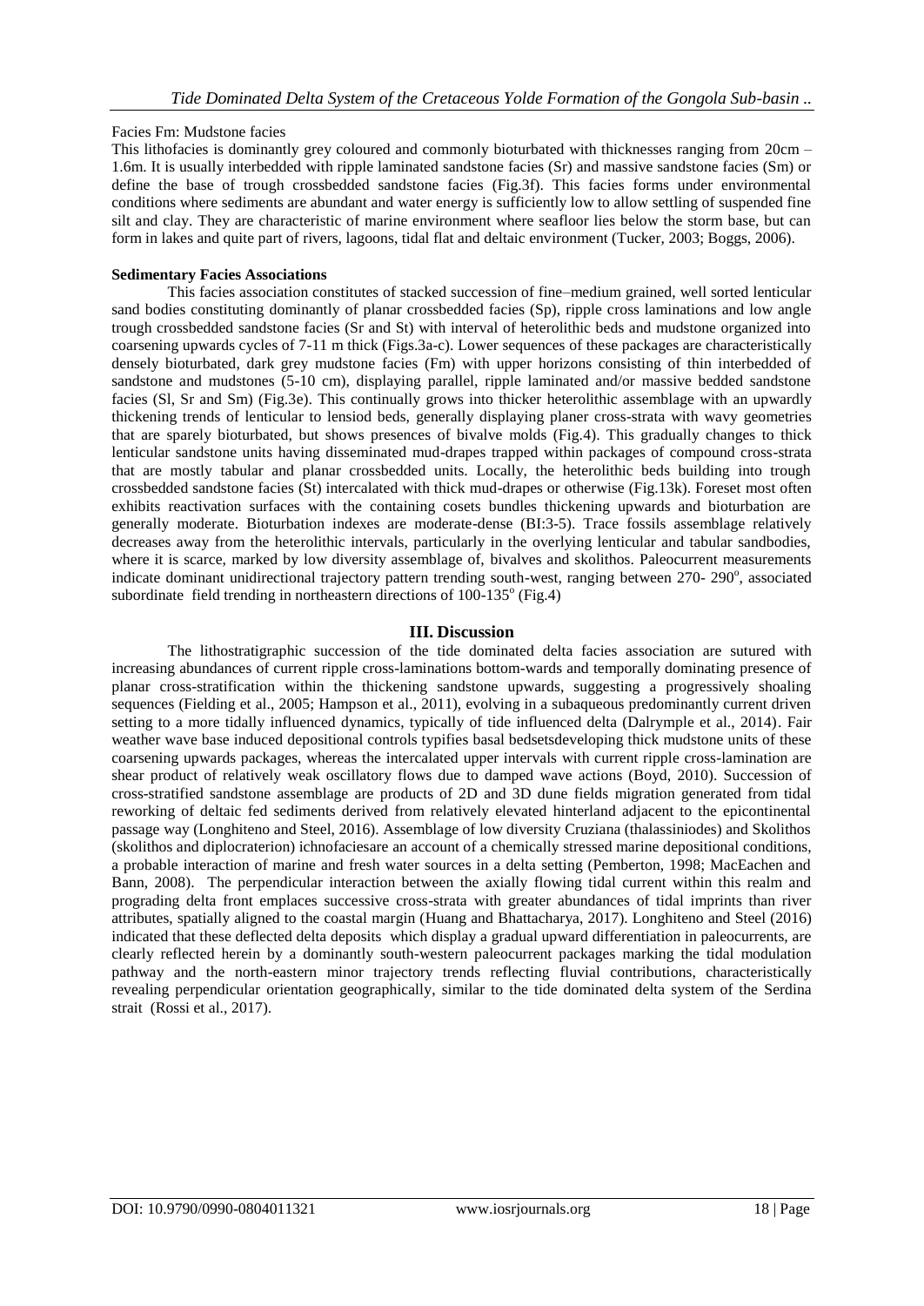Facies Fm: Mudstone facies

This lithofacies is dominantly grey coloured and commonly bioturbated with thicknesses ranging from 20cm – 1.6m. It is usually interbedded with ripple laminated sandstone facies (Sr) and massive sandstone facies (Sm) or define the base of trough crossbedded sandstone facies (Fig.3f). This facies forms under environmental conditions where sediments are abundant and water energy is sufficiently low to allow settling of suspended fine silt and clay. They are characteristic of marine environment where seafloor lies below the storm base, but can form in lakes and quite part of rivers, lagoons, tidal flat and deltaic environment (Tucker, 2003; Boggs, 2006).

**Sedimentary Facies Associations**

This facies association constitutes of stacked succession of fine–medium grained, well sorted lenticular sand bodies constituting dominantly of planar crossbedded facies (Sp), ripple cross laminations and low angle trough crossbedded sandstone facies (Sr and St) with interval of heterolithic beds and mudstone organized into coarsening upwards cycles of 7-11 m thick (Figs.3a-c). Lower sequences of these packages are characteristically densely bioturbated, dark grey mudstone facies (Fm) with upper horizons consisting of thin interbedded of sandstone and mudstones (5-10 cm), displaying parallel, ripple laminated and/or massive bedded sandstone facies (Sl, Sr and Sm) (Fig.3e). This continually grows into thicker heterolithic assemblage with an upwardly thickening trends of lenticular to lensiod beds, generally displaying planer cross-strata with wavy geometries that are sparely bioturbated, but shows presences of bivalve molds (Fig.4). This gradually changes to thick lenticular sandstone units having disseminated mud-drapes trapped within packages of compound cross-strata that are mostly tabular and planar crossbedded units. Locally, the heterolithic beds building into trough crossbedded sandstone facies (St) intercalated with thick mud-drapes or otherwise (Fig.13k). Foreset most often exhibits reactivation surfaces with the containing cosets bundles thickening upwards and bioturbation are generally moderate. Bioturbation indexes are moderate-dense (BI:3-5). Trace fossils assemblage relatively decreases away from the heterolithic intervals, particularly in the overlying lenticular and tabular sandbodies, where it is scarce, marked by low diversity assemblage of, bivalves and skolithos. Paleocurrent measurements indicate dominant unidirectional trajectory pattern trending south-west, ranging between 270- 290$^{o}$, associated subordinate field trending in northeastern directions of 100-135$^{o}$ (Fig.4)

## III. Discussion

The lithostratigraphic succession of the tide dominated delta facies association are sutured with increasing abundances of current ripple cross-laminations bottom-wards and temporally dominating presence of planar cross-stratification within the thickening sandstone upwards, suggesting a progressively shoaling sequences (Fielding et al., 2005; Hampson et al., 2011), evolving in a subaqueous predominantly current driven setting to a more tidally influenced dynamics, typically of tide influenced delta (Dalrymple et al., 2014). Fair weather wave base induced depositional controls typifies basal bedsetsdeveloping thick mudstone units of these coarsening upwards packages, whereas the intercalated upper intervals with current ripple cross-lamination are shear product of relatively weak oscillatory flows due to damped wave actions (Boyd, 2010). Succession of cross-stratified sandstone assemblage are products of 2D and 3D dune fields migration generated from tidal reworking of deltaic fed sediments derived from relatively elevated hinterland adjacent to the epicontinental passage way (Longhiteno and Steel, 2016). Assemblage of low diversity Cruziana (thalassiniodes) and Skolithos (skolithos and diplocraterion) ichnofaciesare an account of a chemically stressed marine depositional conditions, a probable interaction of marine and fresh water sources in a delta setting (Pemberton, 1998; MacEachen and Bann, 2008). The perpendicular interaction between the axially flowing tidal current within this realm and prograding delta front emplaces successive cross-strata with greater abundances of tidal imprints than river attributes, spatially aligned to the coastal margin (Huang and Bhattacharya, 2017). Longhiteno and Steel (2016) indicated that these deflected delta deposits which display a gradual upward differentiation in paleocurrents, are clearly reflected herein by a dominantly south-western paleocurrent packages marking the tidal modulation pathway and the north-eastern minor trajectory trends reflecting fluvial contributions, characteristically revealing perpendicular orientation geographically, similar to the tide dominated delta system of the Serdina strait (Rossi et al., 2017).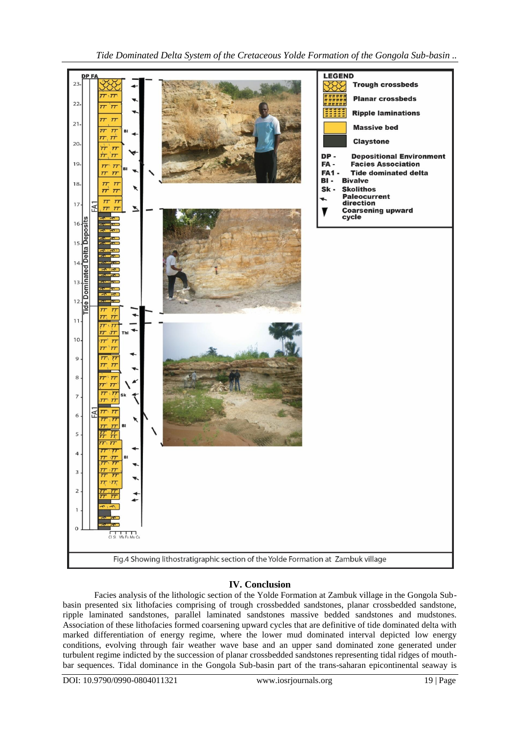Fig.4 Showing lithostratigraphic section of the Yolde Formation at Zambuk village

## IV. Conclusion

Facies analysis of the lithologic section of the Yolde Formation at Zambuk village in the Gongola Sub-basin presented six lithofacies comprising of trough crossbedded sandstones, planar crossbedded sandstone, ripple laminated sandstones, parallel laminated sandstones massive bedded sandstones and mudstones. Association of these lithofacies formed coarsening upward cycles that are definitive of tide dominated delta with marked differentiation of energy regime, where the lower mud dominated interval depicted low energy conditions, evolving through fair weather wave base and an upper sand dominated zone generated under turbulent regime indicted by the succession of planar crossbedded sandstones representing tidal ridges of mouth-bar sequences. Tidal dominance in the Gongola Sub-basin part of the trans-saharan epicontinental seaway is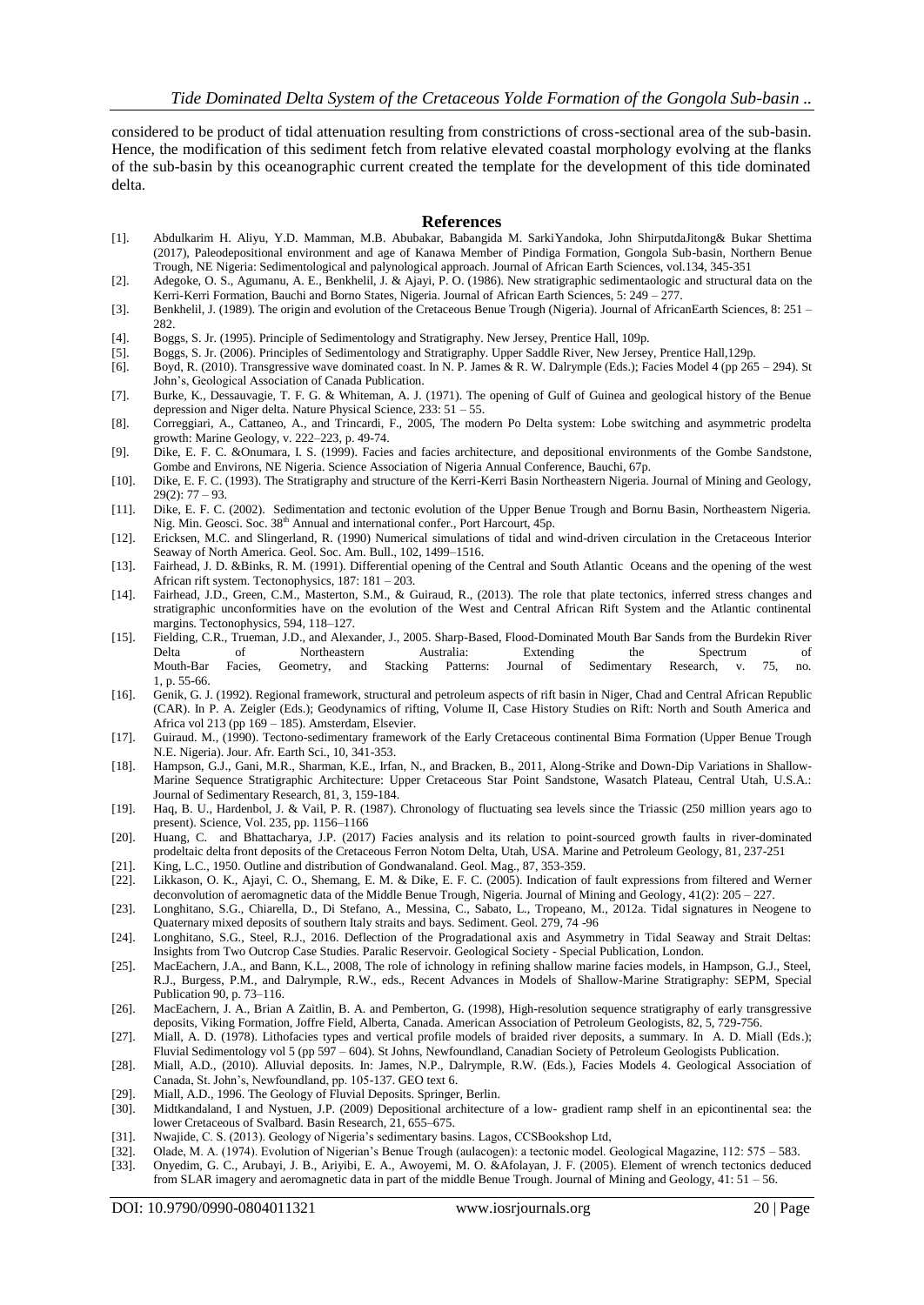considered to be product of tidal attenuation resulting from constrictions of cross-sectional area of the sub-basin. Hence, the modification of this sediment fetch from relative elevated coastal morphology evolving at the flanks of the sub-basin by this oceanographic current created the template for the development of this tide dominated delta.

## References

[1]. Abdulkarim H. Aliyu, Y.D. Mamman, M.B. Abubakar, Babangida M. SarkiYandoka, John ShirputdaJitong& Bukar Shettima (2017), Paleodepositional environment and age of Kanawa Member of Pindiga Formation, Gongola Sub-basin, Northern Benue Trough, NE Nigeria: Sedimentological and palynological approach. Journal of African Earth Sciences, vol.134, 345-351

[2]. Adegoke, O. S., Agumanu, A. E., Benkhelil, J. & Ajayi, P. O. (1986). New stratigraphic sedimentaologic and structural data on the Kerri-Kerri Formation, Bauchi and Borno States, Nigeria. Journal of African Earth Sciences, 5: 249 – 277.

[3]. Benkhelil, J. (1989). The origin and evolution of the Cretaceous Benue Trough (Nigeria). Journal of AfricanEarth Sciences, 8: 251 – 282.

[4]. Boggs, S. Jr. (1995). Principle of Sedimentology and Stratigraphy. New Jersey, Prentice Hall, 109p.

[5]. Boggs, S. Jr. (2006). Principles of Sedimentology and Stratigraphy. Upper Saddle River, New Jersey, Prentice Hall,129p.

[6]. Boyd, R. (2010). Transgressive wave dominated coast. In N. P. James & R. W. Dalrymple (Eds.); Facies Model 4 (pp 265 – 294). St John's, Geological Association of Canada Publication.

[7]. Burke, K., Dessauvagie, T. F. G. & Whiteman, A. J. (1971). The opening of Gulf of Guinea and geological history of the Benue depression and Niger delta. Nature Physical Science, 233: 51 – 55.

[8]. Correggiari, A., Cattaneo, A., and Trincardi, F., 2005, The modern Po Delta system: Lobe switching and asymmetric prodelta growth: Marine Geology, v. 222–223, p. 49-74.

[9]. Dike, E. F. C. &Onumara, I. S. (1999). Facies and facies architecture, and depositional environments of the Gombe Sandstone, Gombe and Environs, NE Nigeria. Science Association of Nigeria Annual Conference, Bauchi, 67p.

[10]. Dike, E. F. C. (1993). The Stratigraphy and structure of the Kerri-Kerri Basin Northeastern Nigeria. Journal of Mining and Geology, 29(2): 77 – 93.

[11]. Dike, E. F. C. (2002). Sedimentation and tectonic evolution of the Upper Benue Trough and Bornu Basin, Northeastern Nigeria. Nig. Min. Geosci. Soc. 38th Annual and international confer., Port Harcourt, 45p.

[12]. Ericksen, M.C. and Slingerland, R. (1990) Numerical simulations of tidal and wind-driven circulation in the Cretaceous Interior Seaway of North America. Geol. Soc. Am. Bull., 102, 1499–1516.

[13]. Fairhead, J. D. &Binks, R. M. (1991). Differential opening of the Central and South Atlantic Oceans and the opening of the west African rift system. Tectonophysics, 187: 181 – 203.

[14]. Fairhead, J.D., Green, C.M., Masterton, S.M., & Guiraud, R., (2013). The role that plate tectonics, inferred stress changes and stratigraphic unconformities have on the evolution of the West and Central African Rift System and the Atlantic continental margins. Tectonophysics, 594, 118–127.

[15]. Fielding, C.R., Trueman, J.D., and Alexander, J., 2005. Sharp-Based, Flood-Dominated Mouth Bar Sands from the Burdekin River Delta of Northeastern Australia: Extending the Spectrum of Mouth-Bar Facies, Geometry, and Stacking Patterns: Journal of Sedimentary Research, v. 75, no. 1, p. 55-66.

[16]. Genik, G. J. (1992). Regional framework, structural and petroleum aspects of rift basin in Niger, Chad and Central African Republic (CAR). In P. A. Zeigler (Eds.); Geodynamics of rifting, Volume II, Case History Studies on Rift: North and South America and Africa vol 213 (pp 169 – 185). Amsterdam, Elsevier.

[17]. Guiraud. M., (1990). Tectono-sedimentary framework of the Early Cretaceous continental Bima Formation (Upper Benue Trough N.E. Nigeria). Jour. Afr. Earth Sci., 10, 341-353.

[18]. Hampson, G.J., Gani, M.R., Sharman, K.E., Irfan, N., and Bracken, B., 2011, Along-Strike and Down-Dip Variations in Shallow-Marine Sequence Stratigraphic Architecture: Upper Cretaceous Star Point Sandstone, Wasatch Plateau, Central Utah, U.S.A.: Journal of Sedimentary Research, 81, 3, 159-184.

[19]. Haq, B. U., Hardenbol, J. & Vail, P. R. (1987). Chronology of fluctuating sea levels since the Triassic (250 million years ago to present). Science, Vol. 235, pp. 1156–1166

[20]. Huang, C. and Bhattacharya, J.P. (2017) Facies analysis and its relation to point-sourced growth faults in river-dominated prodeltaic delta front deposits of the Cretaceous Ferron Notom Delta, Utah, USA. Marine and Petroleum Geology, 81, 237-251

[21]. King, L.C., 1950. Outline and distribution of Gondwanaland. Geol. Mag., 87, 353-359.

[22]. Likkason, O. K., Ajayi, C. O., Shemang, E. M. & Dike, E. F. C. (2005). Indication of fault expressions from filtered and Werner deconvolution of aeromagnetic data of the Middle Benue Trough, Nigeria. Journal of Mining and Geology, 41(2): 205 – 227.

[23]. Longhitano, S.G., Chiarella, D., Di Stefano, A., Messina, C., Sabato, L., Tropeano, M., 2012a. Tidal signatures in Neogene to Quaternary mixed deposits of southern Italy straits and bays. Sediment. Geol. 279, 74 -96

[24]. Longhitano, S.G., Steel, R.J., 2016. Deflection of the Progradational axis and Asymmetry in Tidal Seaway and Strait Deltas: Insights from Two Outcrop Case Studies. Paralic Reservoir. Geological Society - Special Publication, London.

[25]. MacEachern, J.A., and Bann, K.L., 2008, The role of ichnology in refining shallow marine facies models, in Hampson, G.J., Steel, R.J., Burgess, P.M., and Dalrymple, R.W., eds., Recent Advances in Models of Shallow-Marine Stratigraphy: SEPM, Special Publication 90, p. 73–116.

[26]. MacEachern, J. A., Brian A Zaitlin, B. A. and Pemberton, G. (1998), High-resolution sequence stratigraphy of early transgressive deposits, Viking Formation, Joffre Field, Alberta, Canada. American Association of Petroleum Geologists, 82, 5, 729-756.

[27]. Miall, A. D. (1978). Lithofacies types and vertical profile models of braided river deposits, a summary. In A. D. Miall (Eds.); Fluvial Sedimentology vol 5 (pp 597 – 604). St Johns, Newfoundland, Canadian Society of Petroleum Geologists Publication.

[28]. Miall, A.D., (2010). Alluvial deposits. In: James, N.P., Dalrymple, R.W. (Eds.), Facies Models 4. Geological Association of Canada, St. John's, Newfoundland, pp. 105-137. GEO text 6.

[29]. Miall, A.D., 1996. The Geology of Fluvial Deposits. Springer, Berlin.

[30]. Midtkandaland, I and Nystuen, J.P. (2009) Depositional architecture of a low- gradient ramp shelf in an epicontinental sea: the lower Cretaceous of Svalbard. Basin Research, 21, 655–675.

[31]. Nwajide, C. S. (2013). Geology of Nigeria's sedimentary basins. Lagos, CCSBookshop Ltd,

[32]. Olade, M. A. (1974). Evolution of Nigerian's Benue Trough (aulacogen): a tectonic model. Geological Magazine, 112: 575 – 583.

[33]. Onyedim, G. C., Arubayi, J. B., Ariyibi, E. A., Awoyemi, M. O. &Afolayan, J. F. (2005). Element of wrench tectonics deduced from SLAR imagery and aeromagnetic data in part of the middle Benue Trough. Journal of Mining and Geology, 41: 51 – 56.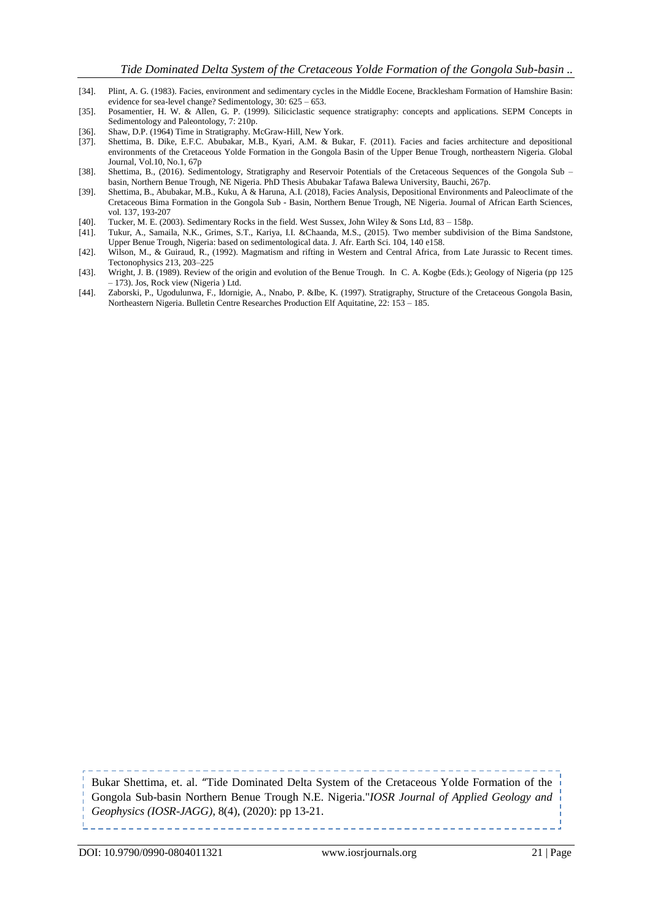[34]. Plint, A. G. (1983). Facies, environment and sedimentary cycles in the Middle Eocene, Bracklesham Formation of Hamshire Basin: evidence for sea-level change? Sedimentology, 30: 625 – 653.

[35]. Posamentier, H. W. & Allen, G. P. (1999). Siliciclastic sequence stratigraphy: concepts and applications. SEPM Concepts in Sedimentology and Paleontology, 7: 210p.

[36]. Shaw, D.P. (1964) Time in Stratigraphy. McGraw-Hill, New York.

[37]. Shettima, B. Dike, E.F.C. Abubakar, M.B., Kyari, A.M. & Bukar, F. (2011). Facies and facies architecture and depositional environments of the Cretaceous Yolde Formation in the Gongola Basin of the Upper Benue Trough, northeastern Nigeria. Global Journal, Vol.10, No.1, 67p

[38]. Shettima, B., (2016). Sedimentology, Stratigraphy and Reservoir Potentials of the Cretaceous Sequences of the Gongola Sub – basin, Northern Benue Trough, NE Nigeria. PhD Thesis Abubakar Tafawa Balewa University, Bauchi, 267p.

[39]. Shettima, B., Abubakar, M.B., Kuku, A & Haruna, A.I. (2018), Facies Analysis, Depositional Environments and Paleoclimate of the Cretaceous Bima Formation in the Gongola Sub - Basin, Northern Benue Trough, NE Nigeria. Journal of African Earth Sciences, vol. 137, 193-207

[40]. Tucker, M. E. (2003). Sedimentary Rocks in the field. West Sussex, John Wiley & Sons Ltd, 83 – 158p.

[41]. Tukur, A., Samaila, N.K., Grimes, S.T., Kariya, I.I. &Chaanda, M.S., (2015). Two member subdivision of the Bima Sandstone, Upper Benue Trough, Nigeria: based on sedimentological data. J. Afr. Earth Sci. 104, 140 e158.

[42]. Wilson, M., & Guiraud, R., (1992). Magmatism and rifting in Western and Central Africa, from Late Jurassic to Recent times. Tectonophysics 213, 203–225

[43]. Wright, J. B. (1989). Review of the origin and evolution of the Benue Trough. In C. A. Kogbe (Eds.); Geology of Nigeria (pp 125 – 173). Jos, Rock view (Nigeria ) Ltd.

[44]. Zaborski, P., Ugodulunwa, F., Idornigie, A., Nnabo, P. &Ibe, K. (1997). Stratigraphy, Structure of the Cretaceous Gongola Basin, Northeastern Nigeria. Bulletin Centre Researches Production Elf Aquitatine, 22: 153 – 185.

Bukar Shettima, et. al. "Tide Dominated Delta System of the Cretaceous Yolde Formation of the Gongola Sub-basin Northern Benue Trough N.E. Nigeria."*IOSR Journal of Applied Geology and Geophysics (IOSR-JAGG)*, 8(4), (2020): pp 13-21.